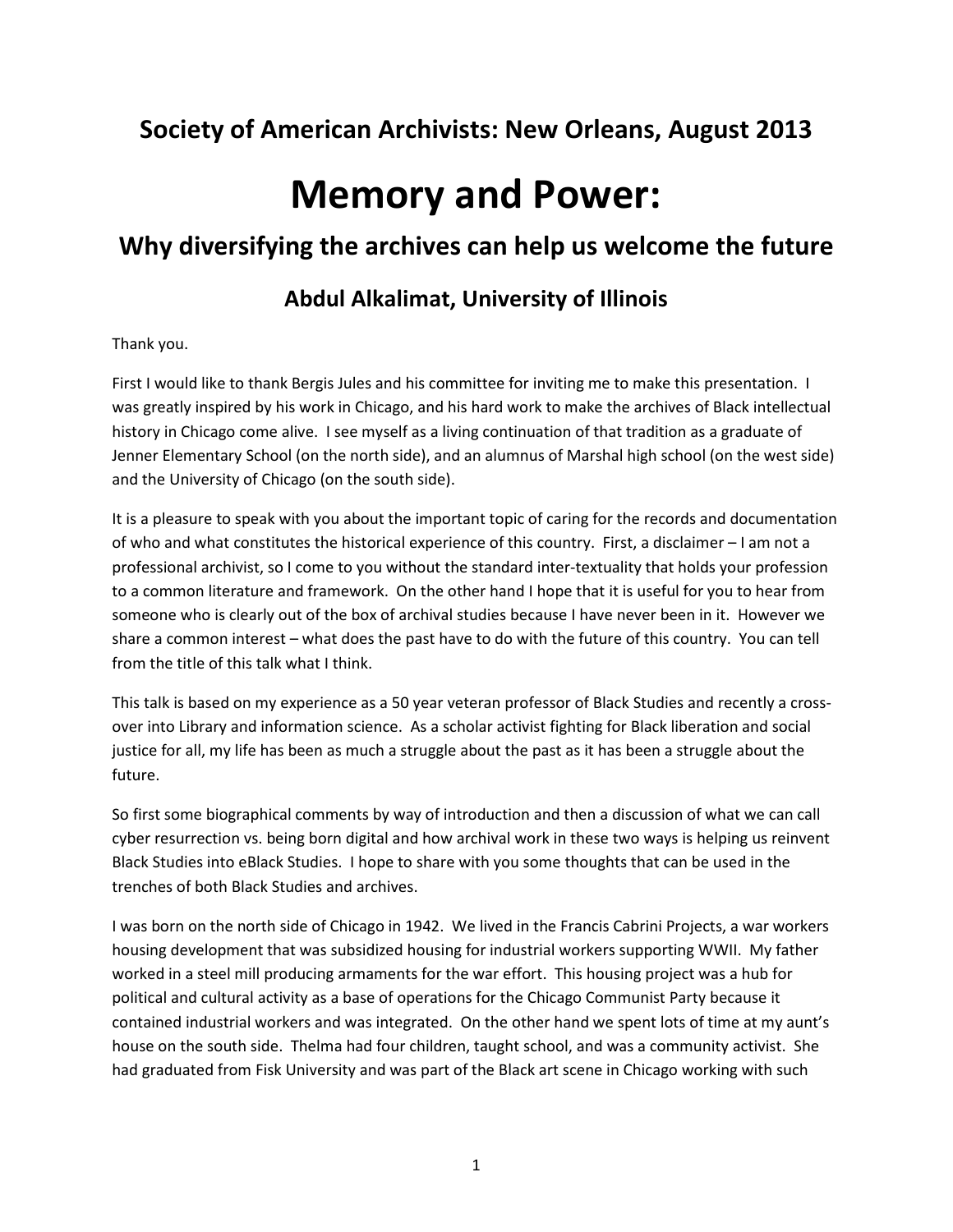## Society of American Archivists: New Orleans, August 2013

# Memory and Power:

## Why diversifying the archives can help us welcome the future

### Abdul Alkalimat, University of Illinois

Thank you.

First I would like to thank Bergis Jules and his committee for inviting me to make this presentation. I was greatly inspired by his work in Chicago, and his hard work to make the archives of Black intellectual history in Chicago come alive. I see myself as a living continuation of that tradition as a graduate of Jenner Elementary School (on the north side), and an alumnus of Marshal high school (on the west side) and the University of Chicago (on the south side).

It is a pleasure to speak with you about the important topic of caring for the records and documentation of who and what constitutes the historical experience of this country. First, a disclaimer – I am not a professional archivist, so I come to you without the standard inter-textuality that holds your profession to a common literature and framework. On the other hand I hope that it is useful for you to hear from someone who is clearly out of the box of archival studies because I have never been in it. However we share a common interest – what does the past have to do with the future of this country. You can tell from the title of this talk what I think.

This talk is based on my experience as a 50 year veteran professor of Black Studies and recently a cross-over into Library and information science. As a scholar activist fighting for Black liberation and social justice for all, my life has been as much a struggle about the past as it has been a struggle about the future.

So first some biographical comments by way of introduction and then a discussion of what we can call cyber resurrection vs. being born digital and how archival work in these two ways is helping us reinvent Black Studies into eBlack Studies. I hope to share with you some thoughts that can be used in the trenches of both Black Studies and archives.

I was born on the north side of Chicago in 1942. We lived in the Francis Cabrini Projects, a war workers housing development that was subsidized housing for industrial workers supporting WWII. My father worked in a steel mill producing armaments for the war effort. This housing project was a hub for political and cultural activity as a base of operations for the Chicago Communist Party because it contained industrial workers and was integrated. On the other hand we spent lots of time at my aunt's house on the south side. Thelma had four children, taught school, and was a community activist. She had graduated from Fisk University and was part of the Black art scene in Chicago working with such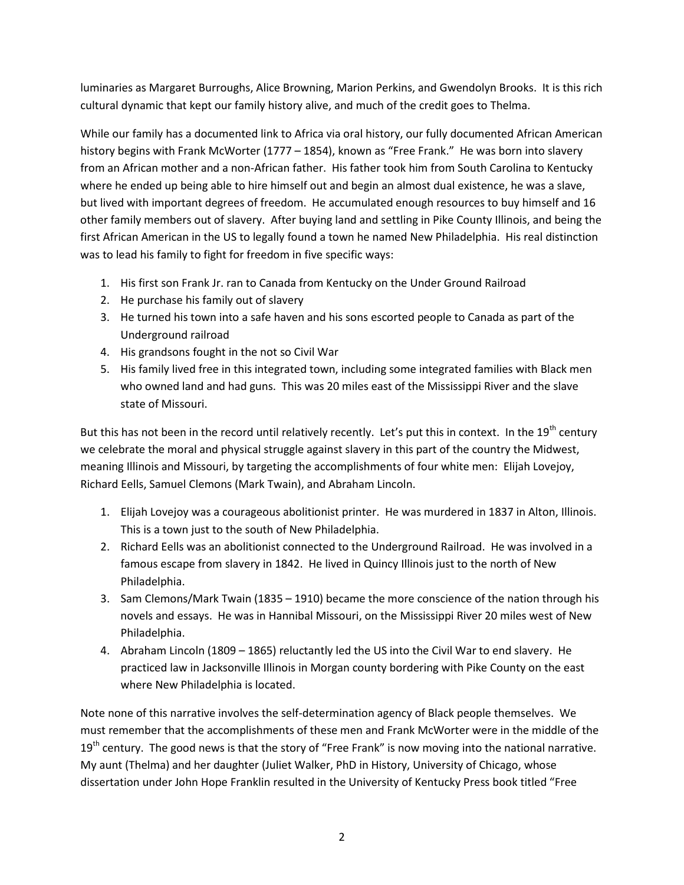luminaries as Margaret Burroughs, Alice Browning, Marion Perkins, and Gwendolyn Brooks. It is this rich cultural dynamic that kept our family history alive, and much of the credit goes to Thelma.

While our family has a documented link to Africa via oral history, our fully documented African American history begins with Frank McWorter (1777 – 1854), known as "Free Frank." He was born into slavery from an African mother and a non-African father. His father took him from South Carolina to Kentucky where he ended up being able to hire himself out and begin an almost dual existence, he was a slave, but lived with important degrees of freedom. He accumulated enough resources to buy himself and 16 other family members out of slavery. After buying land and settling in Pike County Illinois, and being the first African American in the US to legally found a town he named New Philadelphia. His real distinction was to lead his family to fight for freedom in five specific ways:

1. His first son Frank Jr. ran to Canada from Kentucky on the Under Ground Railroad
2. He purchase his family out of slavery
3. He turned his town into a safe haven and his sons escorted people to Canada as part of the Underground railroad
4. His grandsons fought in the not so Civil War
5. His family lived free in this integrated town, including some integrated families with Black men who owned land and had guns. This was 20 miles east of the Mississippi River and the slave state of Missouri.

But this has not been in the record until relatively recently. Let's put this in context. In the 19th century we celebrate the moral and physical struggle against slavery in this part of the country the Midwest, meaning Illinois and Missouri, by targeting the accomplishments of four white men: Elijah Lovejoy, Richard Eells, Samuel Clemons (Mark Twain), and Abraham Lincoln.

1. Elijah Lovejoy was a courageous abolitionist printer. He was murdered in 1837 in Alton, Illinois. This is a town just to the south of New Philadelphia.
2. Richard Eells was an abolitionist connected to the Underground Railroad. He was involved in a famous escape from slavery in 1842. He lived in Quincy Illinois just to the north of New Philadelphia.
3. Sam Clemons/Mark Twain (1835 – 1910) became the more conscience of the nation through his novels and essays. He was in Hannibal Missouri, on the Mississippi River 20 miles west of New Philadelphia.
4. Abraham Lincoln (1809 – 1865) reluctantly led the US into the Civil War to end slavery. He practiced law in Jacksonville Illinois in Morgan county bordering with Pike County on the east where New Philadelphia is located.

Note none of this narrative involves the self-determination agency of Black people themselves. We must remember that the accomplishments of these men and Frank McWorter were in the middle of the 19th century. The good news is that the story of "Free Frank" is now moving into the national narrative. My aunt (Thelma) and her daughter (Juliet Walker, PhD in History, University of Chicago, whose dissertation under John Hope Franklin resulted in the University of Kentucky Press book titled "Free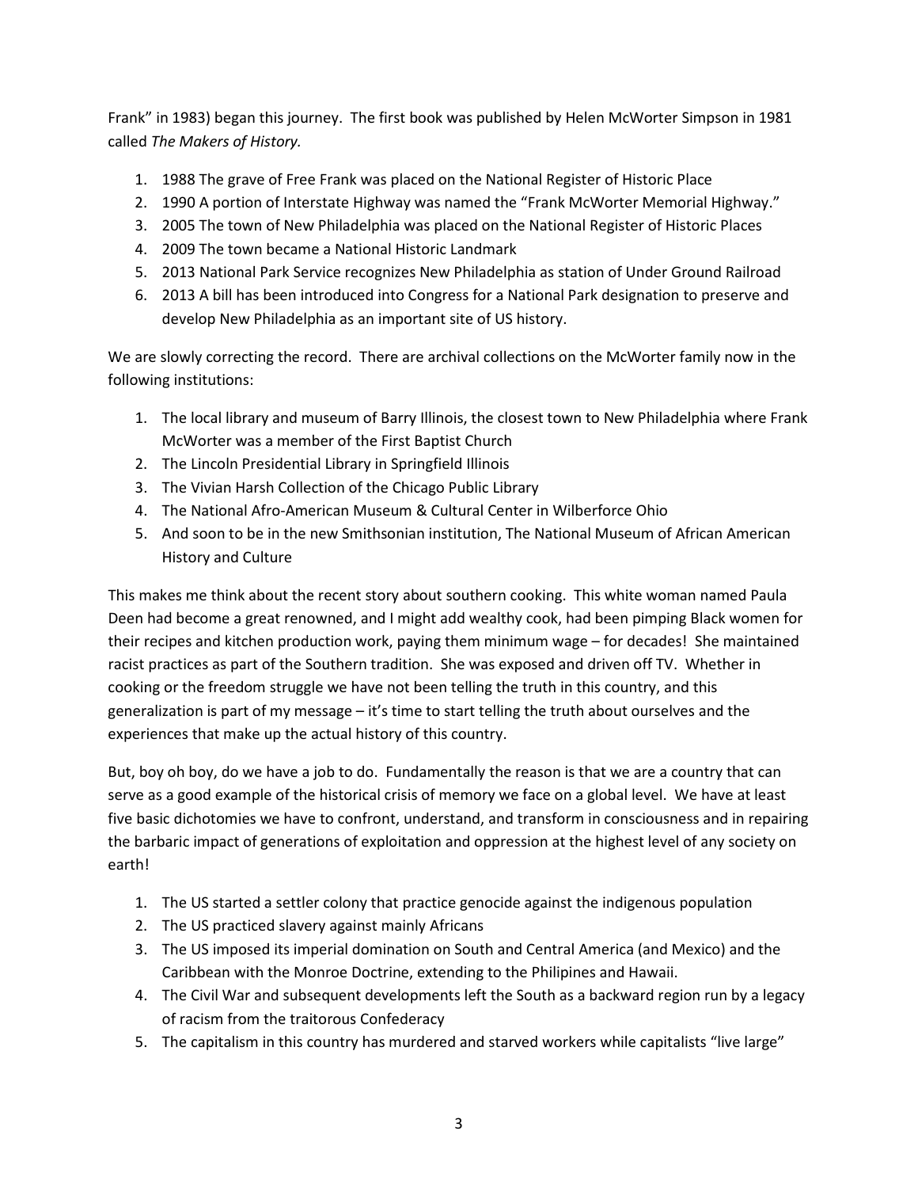Frank" in 1983) began this journey. The first book was published by Helen McWorter Simpson in 1981 called *The Makers of History.*

1. 1988 The grave of Free Frank was placed on the National Register of Historic Place
2. 1990 A portion of Interstate Highway was named the "Frank McWorter Memorial Highway."
3. 2005 The town of New Philadelphia was placed on the National Register of Historic Places
4. 2009 The town became a National Historic Landmark
5. 2013 National Park Service recognizes New Philadelphia as station of Under Ground Railroad
6. 2013 A bill has been introduced into Congress for a National Park designation to preserve and develop New Philadelphia as an important site of US history.

We are slowly correcting the record. There are archival collections on the McWorter family now in the following institutions:

1. The local library and museum of Barry Illinois, the closest town to New Philadelphia where Frank McWorter was a member of the First Baptist Church
2. The Lincoln Presidential Library in Springfield Illinois
3. The Vivian Harsh Collection of the Chicago Public Library
4. The National Afro-American Museum & Cultural Center in Wilberforce Ohio
5. And soon to be in the new Smithsonian institution, The National Museum of African American History and Culture

This makes me think about the recent story about southern cooking. This white woman named Paula Deen had become a great renowned, and I might add wealthy cook, had been pimping Black women for their recipes and kitchen production work, paying them minimum wage – for decades! She maintained racist practices as part of the Southern tradition. She was exposed and driven off TV. Whether in cooking or the freedom struggle we have not been telling the truth in this country, and this generalization is part of my message – it's time to start telling the truth about ourselves and the experiences that make up the actual history of this country.

But, boy oh boy, do we have a job to do. Fundamentally the reason is that we are a country that can serve as a good example of the historical crisis of memory we face on a global level. We have at least five basic dichotomies we have to confront, understand, and transform in consciousness and in repairing the barbaric impact of generations of exploitation and oppression at the highest level of any society on earth!

1. The US started a settler colony that practice genocide against the indigenous population
2. The US practiced slavery against mainly Africans
3. The US imposed its imperial domination on South and Central America (and Mexico) and the Caribbean with the Monroe Doctrine, extending to the Philipines and Hawaii.
4. The Civil War and subsequent developments left the South as a backward region run by a legacy of racism from the traitorous Confederacy
5. The capitalism in this country has murdered and starved workers while capitalists "live large"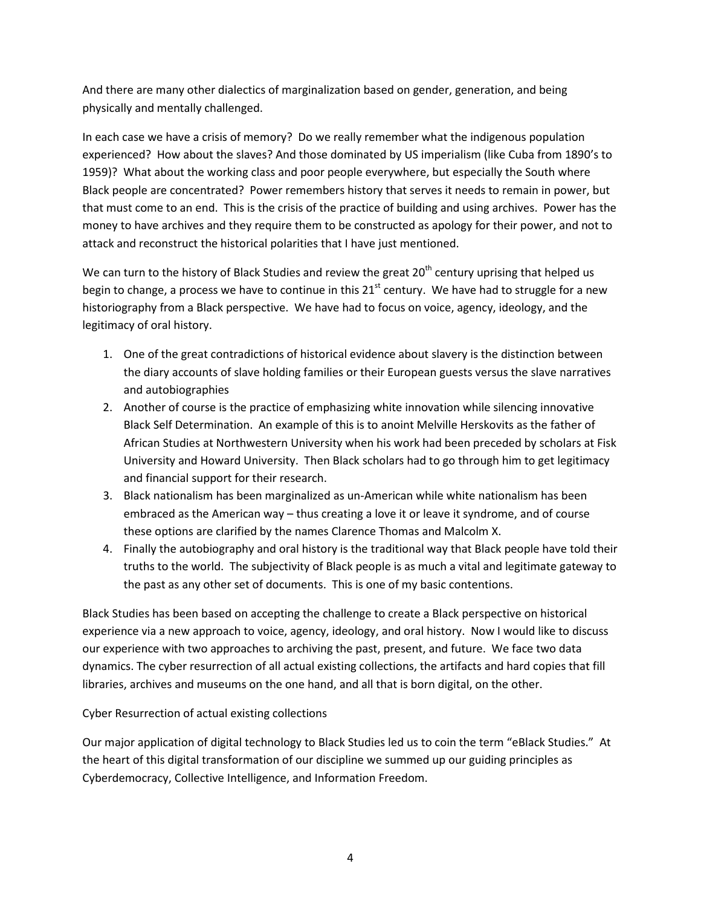And there are many other dialectics of marginalization based on gender, generation, and being physically and mentally challenged.

In each case we have a crisis of memory? Do we really remember what the indigenous population experienced? How about the slaves? And those dominated by US imperialism (like Cuba from 1890's to 1959)? What about the working class and poor people everywhere, but especially the South where Black people are concentrated? Power remembers history that serves it needs to remain in power, but that must come to an end. This is the crisis of the practice of building and using archives. Power has the money to have archives and they require them to be constructed as apology for their power, and not to attack and reconstruct the historical polarities that I have just mentioned.

We can turn to the history of Black Studies and review the great 20th century uprising that helped us begin to change, a process we have to continue in this 21st century. We have had to struggle for a new historiography from a Black perspective. We have had to focus on voice, agency, ideology, and the legitimacy of oral history.

1. One of the great contradictions of historical evidence about slavery is the distinction between the diary accounts of slave holding families or their European guests versus the slave narratives and autobiographies
2. Another of course is the practice of emphasizing white innovation while silencing innovative Black Self Determination. An example of this is to anoint Melville Herskovits as the father of African Studies at Northwestern University when his work had been preceded by scholars at Fisk University and Howard University. Then Black scholars had to go through him to get legitimacy and financial support for their research.
3. Black nationalism has been marginalized as un-American while white nationalism has been embraced as the American way – thus creating a love it or leave it syndrome, and of course these options are clarified by the names Clarence Thomas and Malcolm X.
4. Finally the autobiography and oral history is the traditional way that Black people have told their truths to the world. The subjectivity of Black people is as much a vital and legitimate gateway to the past as any other set of documents. This is one of my basic contentions.

Black Studies has been based on accepting the challenge to create a Black perspective on historical experience via a new approach to voice, agency, ideology, and oral history. Now I would like to discuss our experience with two approaches to archiving the past, present, and future. We face two data dynamics. The cyber resurrection of all actual existing collections, the artifacts and hard copies that fill libraries, archives and museums on the one hand, and all that is born digital, on the other.

Cyber Resurrection of actual existing collections

Our major application of digital technology to Black Studies led us to coin the term "eBlack Studies." At the heart of this digital transformation of our discipline we summed up our guiding principles as Cyberdemocracy, Collective Intelligence, and Information Freedom.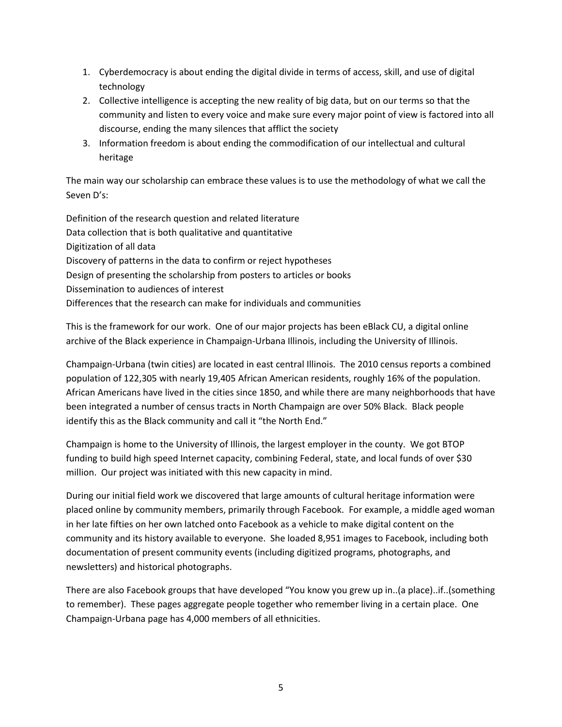1. Cyberdemocracy is about ending the digital divide in terms of access, skill, and use of digital technology
2. Collective intelligence is accepting the new reality of big data, but on our terms so that the community and listen to every voice and make sure every major point of view is factored into all discourse, ending the many silences that afflict the society
3. Information freedom is about ending the commodification of our intellectual and cultural heritage

The main way our scholarship can embrace these values is to use the methodology of what we call the Seven D's:

Definition of the research question and related literature
Data collection that is both qualitative and quantitative
Digitization of all data
Discovery of patterns in the data to confirm or reject hypotheses
Design of presenting the scholarship from posters to articles or books
Dissemination to audiences of interest
Differences that the research can make for individuals and communities

This is the framework for our work. One of our major projects has been eBlack CU, a digital online archive of the Black experience in Champaign-Urbana Illinois, including the University of Illinois.

Champaign-Urbana (twin cities) are located in east central Illinois. The 2010 census reports a combined population of 122,305 with nearly 19,405 African American residents, roughly 16% of the population. African Americans have lived in the cities since 1850, and while there are many neighborhoods that have been integrated a number of census tracts in North Champaign are over 50% Black. Black people identify this as the Black community and call it "the North End."

Champaign is home to the University of Illinois, the largest employer in the county. We got BTOP funding to build high speed Internet capacity, combining Federal, state, and local funds of over $30 million. Our project was initiated with this new capacity in mind.

During our initial field work we discovered that large amounts of cultural heritage information were placed online by community members, primarily through Facebook. For example, a middle aged woman in her late fifties on her own latched onto Facebook as a vehicle to make digital content on the community and its history available to everyone. She loaded 8,951 images to Facebook, including both documentation of present community events (including digitized programs, photographs, and newsletters) and historical photographs.

There are also Facebook groups that have developed "You know you grew up in..(a place)..if..(something to remember). These pages aggregate people together who remember living in a certain place. One Champaign-Urbana page has 4,000 members of all ethnicities.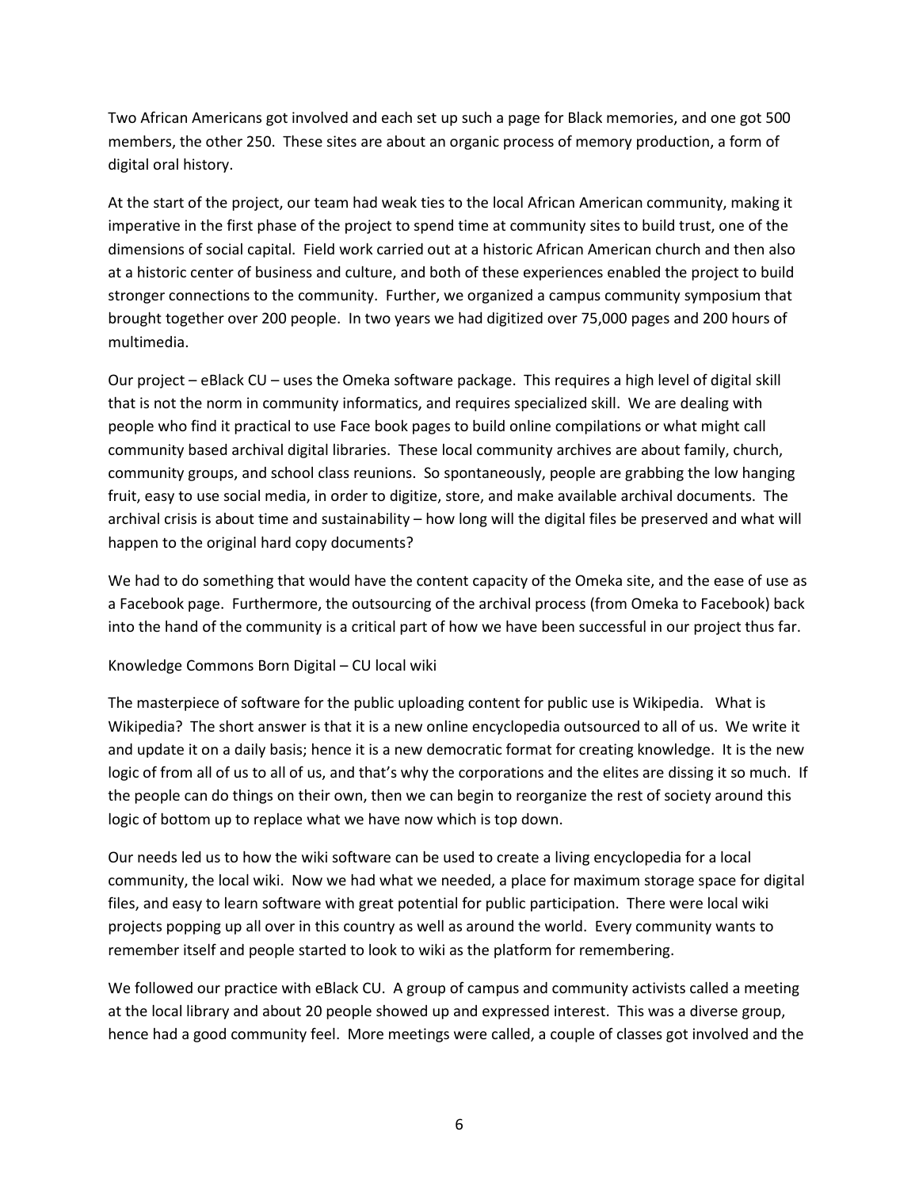Two African Americans got involved and each set up such a page for Black memories, and one got 500 members, the other 250. These sites are about an organic process of memory production, a form of digital oral history.

At the start of the project, our team had weak ties to the local African American community, making it imperative in the first phase of the project to spend time at community sites to build trust, one of the dimensions of social capital. Field work carried out at a historic African American church and then also at a historic center of business and culture, and both of these experiences enabled the project to build stronger connections to the community. Further, we organized a campus community symposium that brought together over 200 people. In two years we had digitized over 75,000 pages and 200 hours of multimedia.

Our project – eBlack CU – uses the Omeka software package. This requires a high level of digital skill that is not the norm in community informatics, and requires specialized skill. We are dealing with people who find it practical to use Face book pages to build online compilations or what might call community based archival digital libraries. These local community archives are about family, church, community groups, and school class reunions. So spontaneously, people are grabbing the low hanging fruit, easy to use social media, in order to digitize, store, and make available archival documents. The archival crisis is about time and sustainability – how long will the digital files be preserved and what will happen to the original hard copy documents?

We had to do something that would have the content capacity of the Omeka site, and the ease of use as a Facebook page. Furthermore, the outsourcing of the archival process (from Omeka to Facebook) back into the hand of the community is a critical part of how we have been successful in our project thus far.

Knowledge Commons Born Digital – CU local wiki

The masterpiece of software for the public uploading content for public use is Wikipedia. What is Wikipedia? The short answer is that it is a new online encyclopedia outsourced to all of us. We write it and update it on a daily basis; hence it is a new democratic format for creating knowledge. It is the new logic of from all of us to all of us, and that's why the corporations and the elites are dissing it so much. If the people can do things on their own, then we can begin to reorganize the rest of society around this logic of bottom up to replace what we have now which is top down.

Our needs led us to how the wiki software can be used to create a living encyclopedia for a local community, the local wiki. Now we had what we needed, a place for maximum storage space for digital files, and easy to learn software with great potential for public participation. There were local wiki projects popping up all over in this country as well as around the world. Every community wants to remember itself and people started to look to wiki as the platform for remembering.

We followed our practice with eBlack CU. A group of campus and community activists called a meeting at the local library and about 20 people showed up and expressed interest. This was a diverse group, hence had a good community feel. More meetings were called, a couple of classes got involved and the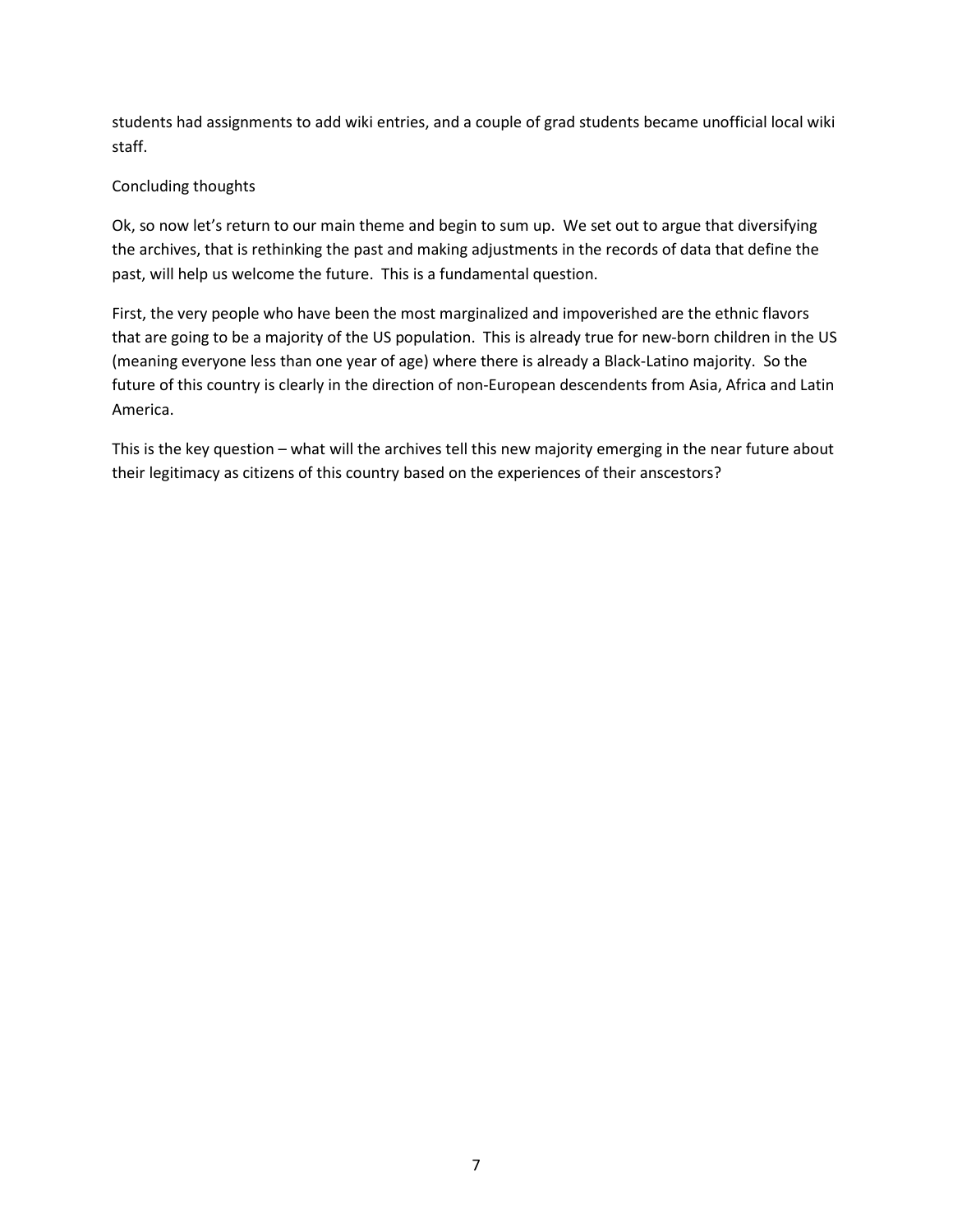students had assignments to add wiki entries, and a couple of grad students became unofficial local wiki staff.

## Concluding thoughts

Ok, so now let's return to our main theme and begin to sum up. We set out to argue that diversifying the archives, that is rethinking the past and making adjustments in the records of data that define the past, will help us welcome the future. This is a fundamental question.

First, the very people who have been the most marginalized and impoverished are the ethnic flavors that are going to be a majority of the US population. This is already true for new-born children in the US (meaning everyone less than one year of age) where there is already a Black-Latino majority. So the future of this country is clearly in the direction of non-European descendents from Asia, Africa and Latin America.

This is the key question – what will the archives tell this new majority emerging in the near future about their legitimacy as citizens of this country based on the experiences of their anscestors?